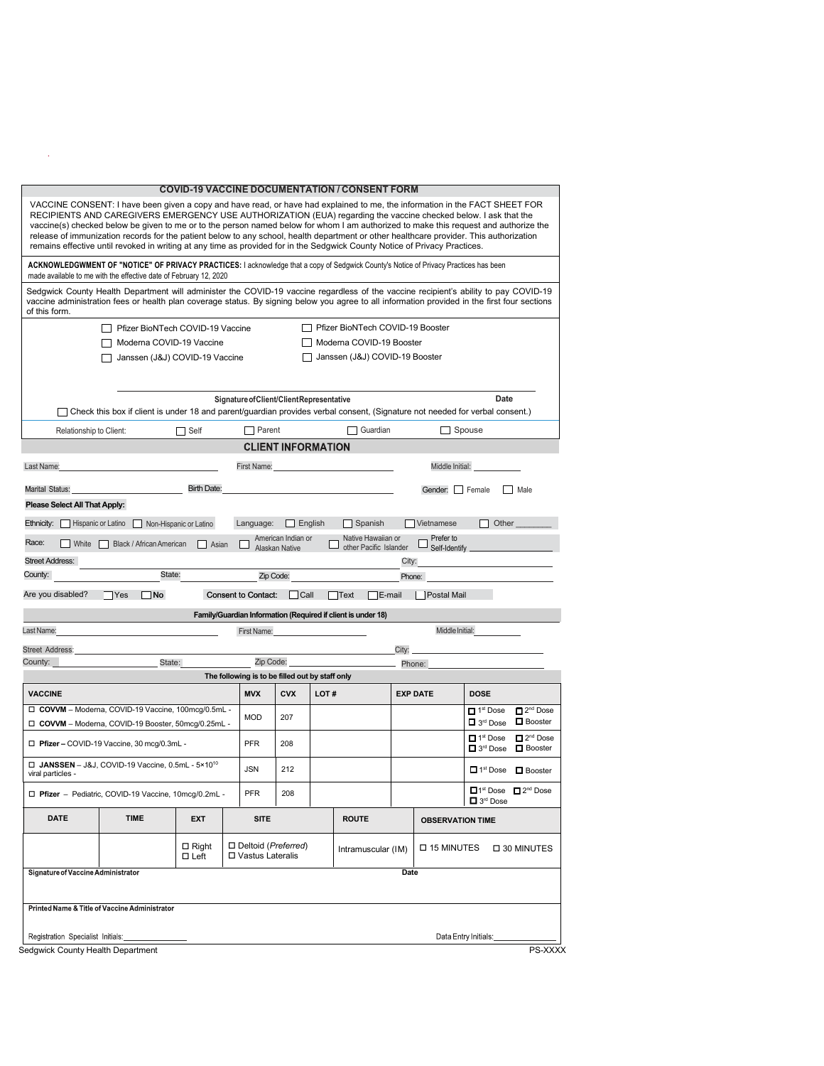# COVID-19 VACCINE DOCUMENTATION / CONSENT FORM

VACCINE CONSENT: I have been given a copy and have read, or have had explained to me, the information in the FACT SHEET FOR RECIPIENTS AND CAREGIVERS EMERGENCY USE AUTHORIZATION (EUA) regarding the vaccine checked below. I ask that the vaccine(s) checked below be given to me or to the person named below for whom I am authorized to make this request and authorize the release of immunization records for the patient below to any school, health department or other healthcare provider. This authorization remains effective until revoked in writing at any time as provided for in the Sedgwick County Notice of Privacy Practices.

**ACKNOWLEDGWMENT OF "NOTICE" OF PRIVACY PRACTICES:** I acknowledge that a copy of Sedgwick County's Notice of Privacy Practices has been made available to me with the effective date of February 12, 2020

Sedgwick County Health Department will administer the COVID-19 vaccine regardless of the vaccine recipient's ability to pay COVID-19 vaccine administration fees or health plan coverage status. By signing below you agree to all information provided in the first four sections of this form.

- ☐ Pfizer BioNTech COVID-19 Vaccine
- ☐ Moderna COVID-19 Vaccine
- ☐ Janssen (J&J) COVID-19 Vaccine
- ☐ Pfizer BioNTech COVID-19 Booster
- ☐ Moderna COVID-19 Booster
- ☐ Janssen (J&J) COVID-19 Booster

______________________________ **Signature of Client/Client Representative** **Date**

☐ Check this box if client is under 18 and parent/guardian provides verbal consent, (Signature not needed for verbal consent.)

Relationship to Client: ☐ Self ☐ Parent ☐ Guardian ☐ Spouse

## CLIENT INFORMATION

Last Name: ____________ First Name: ____________ Middle Initial: ____________

Marital Status: ____________ Birth Date: ____________ Gender: ☐ Female ☐ Male

**Please Select All That Apply:**

Ethnicity: ☐ Hispanic or Latino ☐ Non-Hispanic or Latino Language: ☐ English ☐ Spanish ☐ Vietnamese ☐ Other ________

Race: ☐ White ☐ Black / African American ☐ Asian ☐ American Indian or Alaskan Native ☐ Native Hawaiian or other Pacific Islander ☐ Prefer to Self-Identify ____________

Street Address: ____________ City: ____________

County: ____________ State: ____________ Zip Code: ____________ Phone: ____________

Are you disabled? ☐ Yes ☐ **No** **Consent to Contact:** ☐ Call ☐ Text ☐ E-mail ☐ Postal Mail

### Family/Guardian Information (Required if client is under 18)

Last Name: ____________ First Name: ____________ Middle Initial: ____________

Street Address: ____________ City: ____________

County: ____________ State: ____________ Zip Code: ____________ Phone: ____________

### The following is to be filled out by staff only

| VACCINE | MVX | CVX | LOT # | EXP DATE | DOSE |
|---|---|---|---|---|---|
| ☐ **COVVM** – Moderna, COVID-19 Vaccine, 100mcg/0.5mL - <br> ☐ **COVVM** – Moderna, COVID-19 Booster, 50mcg/0.25mL - | MOD | 207 | | | ☐ 1st Dose ☐ 2nd Dose ☐ 3rd Dose ☐ Booster |
| ☐ **Pfizer** – COVID-19 Vaccine, 30 mcg/0.3mL - | PFR | 208 | | | ☐ 1st Dose ☐ 2nd Dose ☐ 3rd Dose ☐ Booster |
| ☐ **JANSSEN** – J&J, COVID-19 Vaccine, 0.5mL - $5\times10^{10}$ viral particles - | JSN | 212 | | | ☐ 1st Dose ☐ Booster |
| ☐ **Pfizer** – Pediatric, COVID-19 Vaccine, 10mcg/0.2mL - | PFR | 208 | | | ☐ 1st Dose ☐ 2nd Dose ☐ 3rd Dose |

| DATE | TIME | EXT | SITE | ROUTE | OBSERVATION TIME |
|---|---|---|---|---|---|
| | | ☐ Right ☐ Left | ☐ Deltoid (*Preferred*) ☐ Vastus Lateralis | Intramuscular (IM) | ☐ 15 MINUTES ☐ 30 MINUTES |

**Signature of Vaccine Administrator** **Date**

**Printed Name & Title of Vaccine Administrator**

Registration Specialist Initials: ____________ Data Entry Initials: ____________

Sedgwick County Health Department PS-XXXX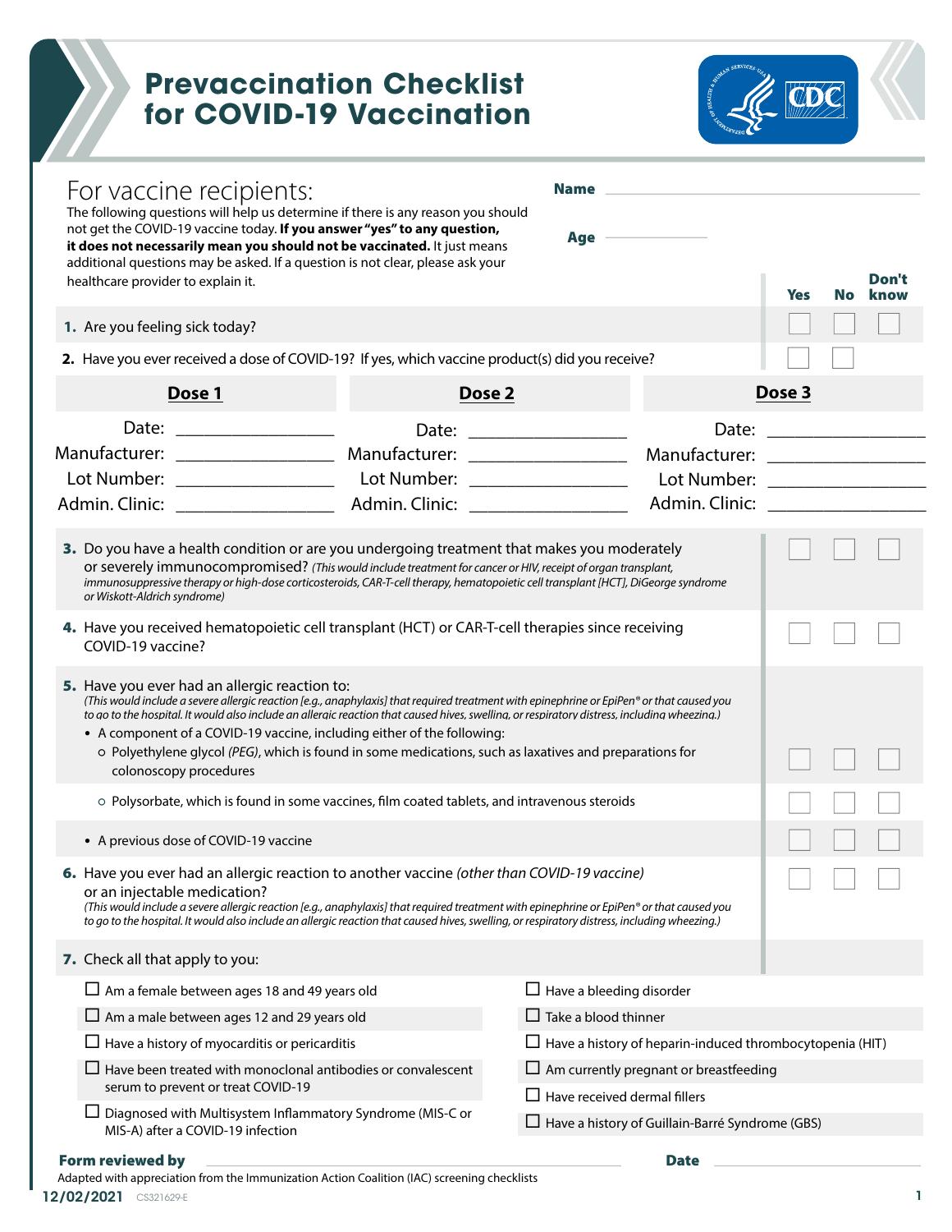# Prevaccination Checklist for COVID-19 Vaccination

## For vaccine recipients:

The following questions will help us determine if there is any reason you should not get the COVID-19 vaccine today. **If you answer "yes" to any question, it does not necessarily mean you should not be vaccinated.** It just means additional questions may be asked. If a question is not clear, please ask your healthcare provider to explain it.

**Name** ______________________

**Age** __________

| | Yes | No | Don't know |
|---|---|---|---|
| **1.** Are you feeling sick today? | ☐ | ☐ | ☐ |
| **2.** Have you ever received a dose of COVID-19? If yes, which vaccine product(s) did you receive? | ☐ | ☐ | |

| **Dose 1** | **Dose 2** | **Dose 3** |
|---|---|---|
| Date: __________ | Date: __________ | Date: __________ |
| Manufacturer: __________ | Manufacturer: __________ | Manufacturer: __________ |
| Lot Number: __________ | Lot Number: __________ | Lot Number: __________ |
| Admin. Clinic: __________ | Admin. Clinic: __________ | Admin. Clinic: __________ |

| | Yes | No | Don't know |
|---|---|---|---|
| **3.** Do you have a health condition or are you undergoing treatment that makes you moderately or severely immunocompromised? *(This would include treatment for cancer or HIV, receipt of organ transplant, immunosuppressive therapy or high-dose corticosteroids, CAR-T-cell therapy, hematopoietic cell transplant [HCT], DiGeorge syndrome or Wiskott-Aldrich syndrome)* | ☐ | ☐ | ☐ |
| **4.** Have you received hematopoietic cell transplant (HCT) or CAR-T-cell therapies since receiving COVID-19 vaccine? | ☐ | ☐ | ☐ |
| **5.** Have you ever had an allergic reaction to: *(This would include a severe allergic reaction [e.g., anaphylaxis] that required treatment with epinephrine or EpiPen® or that caused you to go to the hospital. It would also include an allergic reaction that caused hives, swelling, or respiratory distress, including wheezing.)* | | | |
| • A component of a COVID-19 vaccine, including either of the following: ○ Polyethylene glycol *(PEG)*, which is found in some medications, such as laxatives and preparations for colonoscopy procedures | ☐ | ☐ | ☐ |
| ○ Polysorbate, which is found in some vaccines, film coated tablets, and intravenous steroids | ☐ | ☐ | ☐ |
| • A previous dose of COVID-19 vaccine | ☐ | ☐ | ☐ |
| **6.** Have you ever had an allergic reaction to another vaccine *(other than COVID-19 vaccine)* or an injectable medication? *(This would include a severe allergic reaction [e.g., anaphylaxis] that required treatment with epinephrine or EpiPen® or that caused you to go to the hospital. It would also include an allergic reaction that caused hives, swelling, or respiratory distress, including wheezing.)* | ☐ | ☐ | ☐ |

**7.** Check all that apply to you:

- ☐ Am a female between ages 18 and 49 years old
- ☐ Am a male between ages 12 and 29 years old
- ☐ Have a history of myocarditis or pericarditis
- ☐ Have been treated with monoclonal antibodies or convalescent serum to prevent or treat COVID-19
- ☐ Diagnosed with Multisystem Inflammatory Syndrome (MIS-C or MIS-A) after a COVID-19 infection
- ☐ Have a bleeding disorder
- ☐ Take a blood thinner
- ☐ Have a history of heparin-induced thrombocytopenia (HIT)
- ☐ Am currently pregnant or breastfeeding
- ☐ Have received dermal fillers
- ☐ Have a history of Guillain-Barré Syndrome (GBS)

**Form reviewed by** ______________________ **Date** ______________

Adapted with appreciation from the Immunization Action Coalition (IAC) screening checklists

**12/02/2021** CS321629-E